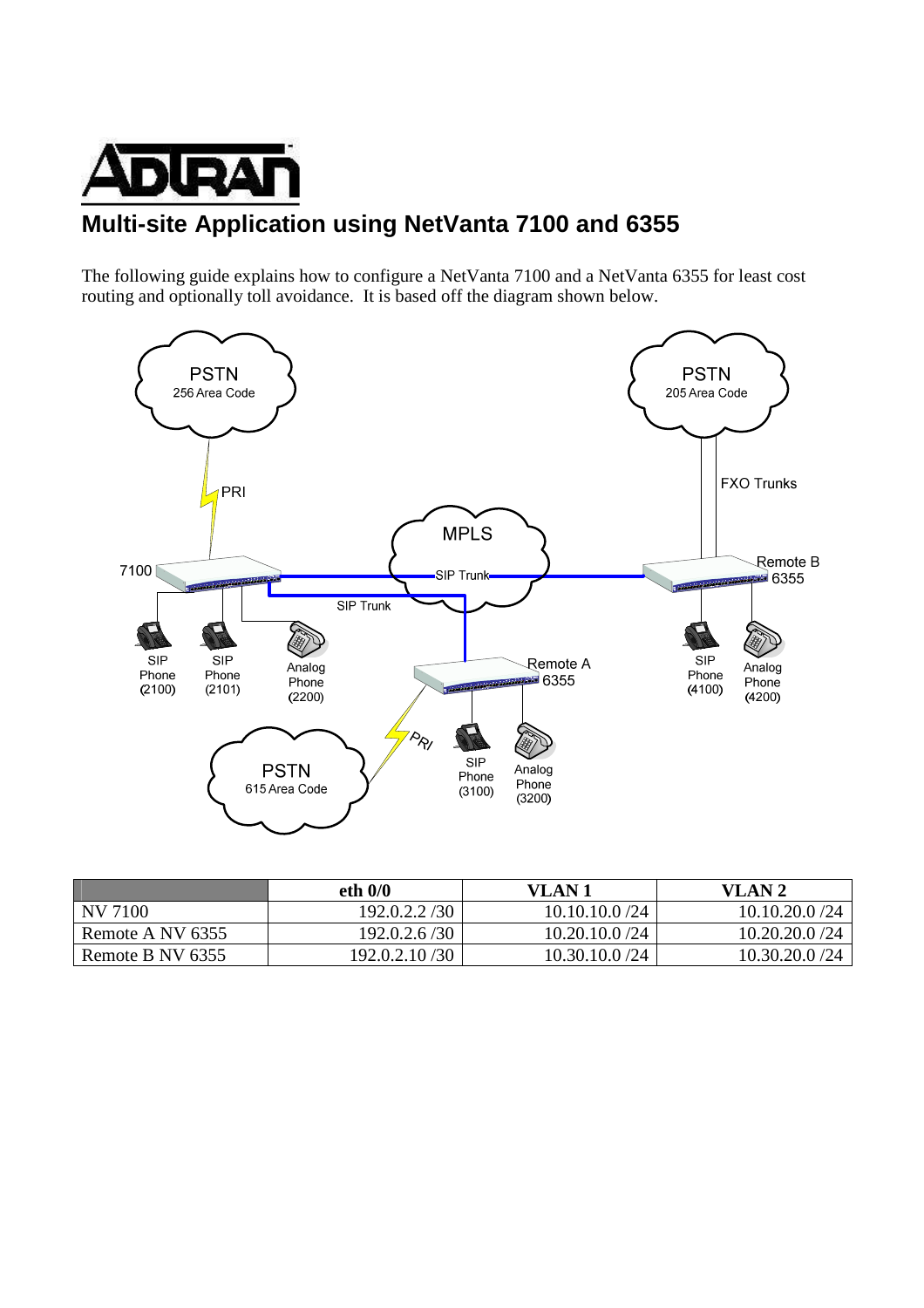# Multi-site Application using NetVanta 7100 and 6355

The following guide explains how to configure a NetVanta 7100 and a NetVanta 6355 for least cost routing and optionally toll avoidance. It is based off the diagram shown below.

| | eth 0/0 | VLAN 1 | VLAN 2 |
|---|---|---|---|
| NV 7100 | 192.0.2.2 /30 | 10.10.10.0 /24 | 10.10.20.0 /24 |
| Remote A NV 6355 | 192.0.2.6 /30 | 10.20.10.0 /24 | 10.20.20.0 /24 |
| Remote B NV 6355 | 192.0.2.10 /30 | 10.30.10.0 /24 | 10.30.20.0 /24 |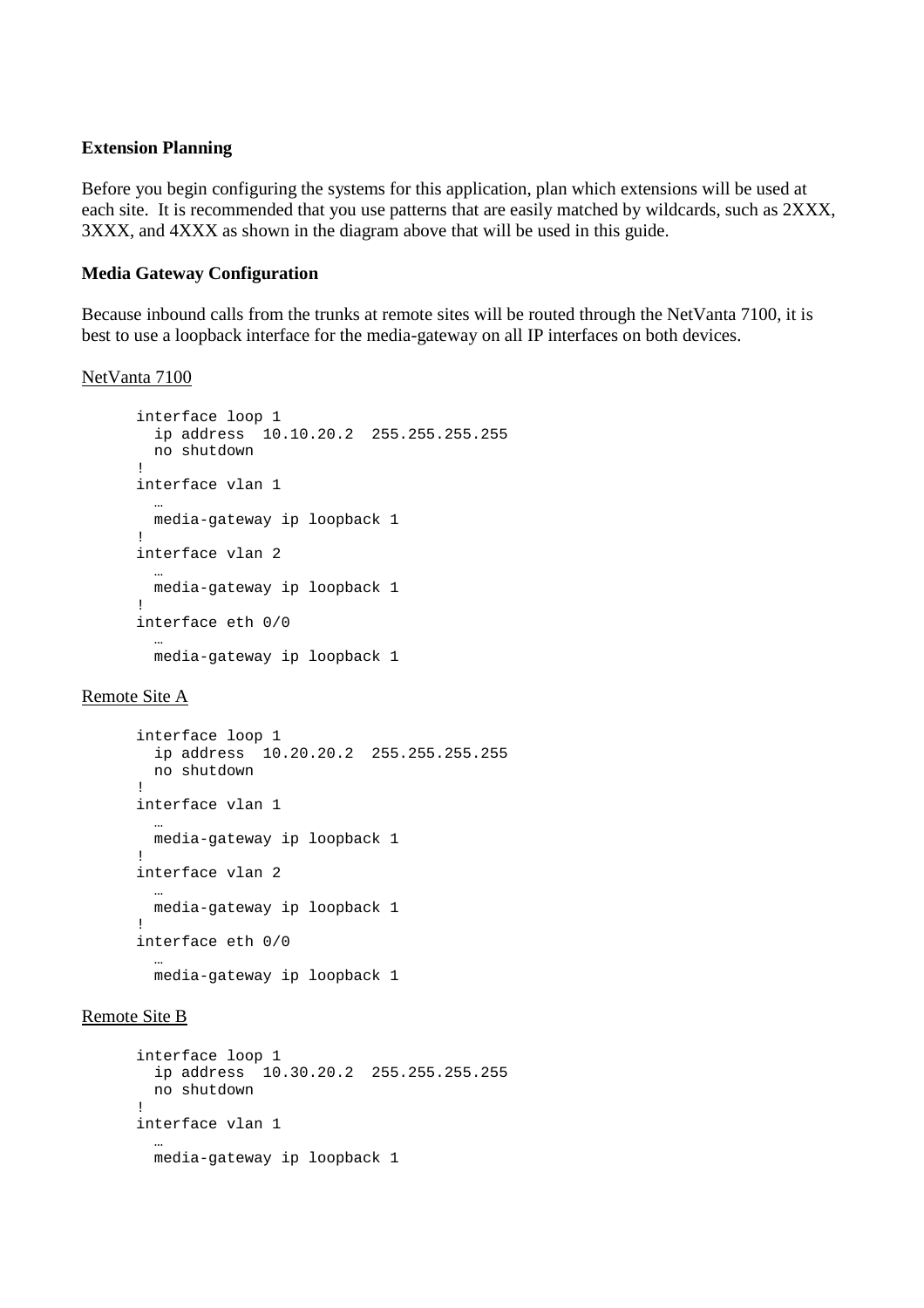**Extension Planning**

Before you begin configuring the systems for this application, plan which extensions will be used at each site. It is recommended that you use patterns that are easily matched by wildcards, such as 2XXX, 3XXX, and 4XXX as shown in the diagram above that will be used in this guide.

**Media Gateway Configuration**

Because inbound calls from the trunks at remote sites will be routed through the NetVanta 7100, it is best to use a loopback interface for the media-gateway on all IP interfaces on both devices.

NetVanta 7100

```
interface loop 1
  ip address  10.10.20.2  255.255.255.255
  no shutdown
!
interface vlan 1
  …
  media-gateway ip loopback 1
!
interface vlan 2
  …
  media-gateway ip loopback 1
!
interface eth 0/0
  …
  media-gateway ip loopback 1
```

Remote Site A

```
interface loop 1
  ip address  10.20.20.2  255.255.255.255
  no shutdown
!
interface vlan 1
  …
  media-gateway ip loopback 1
!
interface vlan 2
  …
  media-gateway ip loopback 1
!
interface eth 0/0
  …
  media-gateway ip loopback 1
```

Remote Site B

```
interface loop 1
  ip address  10.30.20.2  255.255.255.255
  no shutdown
!
interface vlan 1
  …
  media-gateway ip loopback 1
```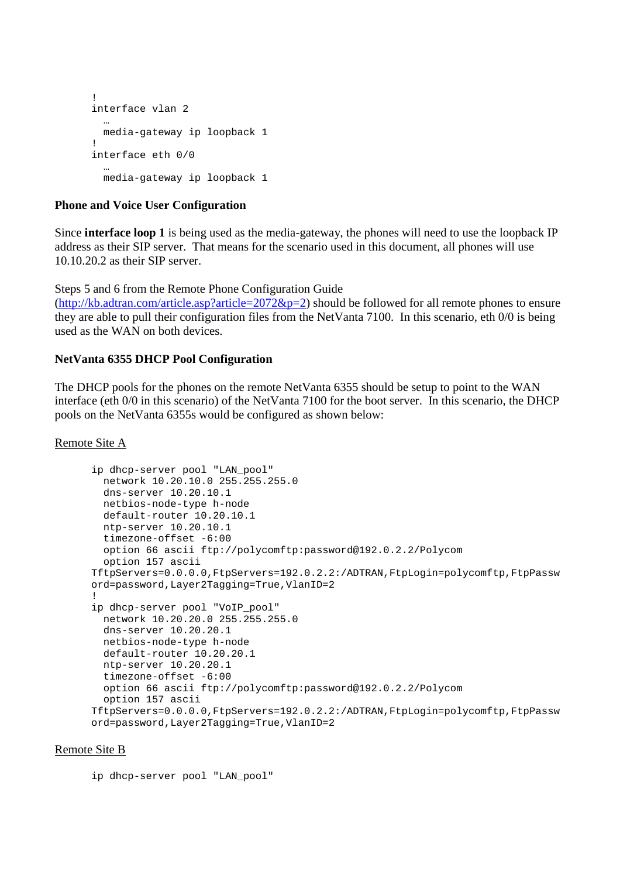```
!
interface vlan 2
  …
  media-gateway ip loopback 1
!
interface eth 0/0
  …
  media-gateway ip loopback 1
```

**Phone and Voice User Configuration**

Since **interface loop 1** is being used as the media-gateway, the phones will need to use the loopback IP address as their SIP server. That means for the scenario used in this document, all phones will use 10.10.20.2 as their SIP server.

Steps 5 and 6 from the Remote Phone Configuration Guide (http://kb.adtran.com/article.asp?article=2072&p=2) should be followed for all remote phones to ensure they are able to pull their configuration files from the NetVanta 7100. In this scenario, eth 0/0 is being used as the WAN on both devices.

**NetVanta 6355 DHCP Pool Configuration**

The DHCP pools for the phones on the remote NetVanta 6355 should be setup to point to the WAN interface (eth 0/0 in this scenario) of the NetVanta 7100 for the boot server. In this scenario, the DHCP pools on the NetVanta 6355s would be configured as shown below:

Remote Site A

```
ip dhcp-server pool "LAN_pool"
  network 10.20.10.0 255.255.255.0
  dns-server 10.20.10.1
  netbios-node-type h-node
  default-router 10.20.10.1
  ntp-server 10.20.10.1
  timezone-offset -6:00
  option 66 ascii ftp://polycomftp:password@192.0.2.2/Polycom
  option 157 ascii
TftpServers=0.0.0.0,FtpServers=192.0.2.2:/ADTRAN,FtpLogin=polycomftp,FtpPassw
ord=password,Layer2Tagging=True,VlanID=2
!
ip dhcp-server pool "VoIP_pool"
  network 10.20.20.0 255.255.255.0
  dns-server 10.20.20.1
  netbios-node-type h-node
  default-router 10.20.20.1
  ntp-server 10.20.20.1
  timezone-offset -6:00
  option 66 ascii ftp://polycomftp:password@192.0.2.2/Polycom
  option 157 ascii
TftpServers=0.0.0.0,FtpServers=192.0.2.2:/ADTRAN,FtpLogin=polycomftp,FtpPassw
ord=password,Layer2Tagging=True,VlanID=2
```

Remote Site B

```
ip dhcp-server pool "LAN_pool"
```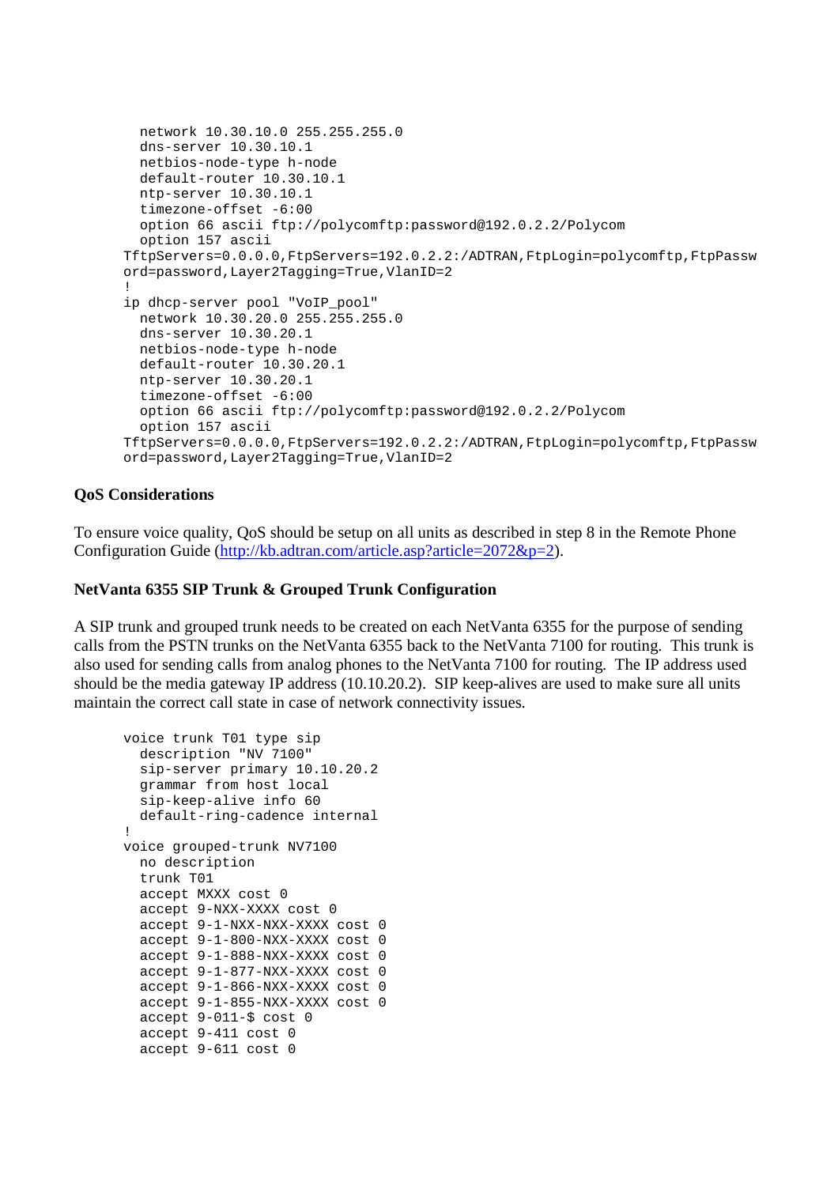```
  network 10.30.10.0 255.255.255.0
  dns-server 10.30.10.1
  netbios-node-type h-node
  default-router 10.30.10.1
  ntp-server 10.30.10.1
  timezone-offset -6:00
  option 66 ascii ftp://polycomftp:password@192.0.2.2/Polycom
  option 157 ascii
TftpServers=0.0.0.0,FtpServers=192.0.2.2:/ADTRAN,FtpLogin=polycomftp,FtpPassw
ord=password,Layer2Tagging=True,VlanID=2
!
ip dhcp-server pool "VoIP_pool"
  network 10.30.20.0 255.255.255.0
  dns-server 10.30.20.1
  netbios-node-type h-node
  default-router 10.30.20.1
  ntp-server 10.30.20.1
  timezone-offset -6:00
  option 66 ascii ftp://polycomftp:password@192.0.2.2/Polycom
  option 157 ascii
TftpServers=0.0.0.0,FtpServers=192.0.2.2:/ADTRAN,FtpLogin=polycomftp,FtpPassw
ord=password,Layer2Tagging=True,VlanID=2
```

**QoS Considerations**

To ensure voice quality, QoS should be setup on all units as described in step 8 in the Remote Phone Configuration Guide (http://kb.adtran.com/article.asp?article=2072&p=2).

**NetVanta 6355 SIP Trunk & Grouped Trunk Configuration**

A SIP trunk and grouped trunk needs to be created on each NetVanta 6355 for the purpose of sending calls from the PSTN trunks on the NetVanta 6355 back to the NetVanta 7100 for routing. This trunk is also used for sending calls from analog phones to the NetVanta 7100 for routing. The IP address used should be the media gateway IP address (10.10.20.2). SIP keep-alives are used to make sure all units maintain the correct call state in case of network connectivity issues.

```
voice trunk T01 type sip
  description "NV 7100"
  sip-server primary 10.10.20.2
  grammar from host local
  sip-keep-alive info 60
  default-ring-cadence internal
!
voice grouped-trunk NV7100
  no description
  trunk T01
  accept MXXX cost 0
  accept 9-NXX-XXXX cost 0
  accept 9-1-NXX-NXX-XXXX cost 0
  accept 9-1-800-NXX-XXXX cost 0
  accept 9-1-888-NXX-XXXX cost 0
  accept 9-1-877-NXX-XXXX cost 0
  accept 9-1-866-NXX-XXXX cost 0
  accept 9-1-855-NXX-XXXX cost 0
  accept 9-011-$ cost 0
  accept 9-411 cost 0
  accept 9-611 cost 0
```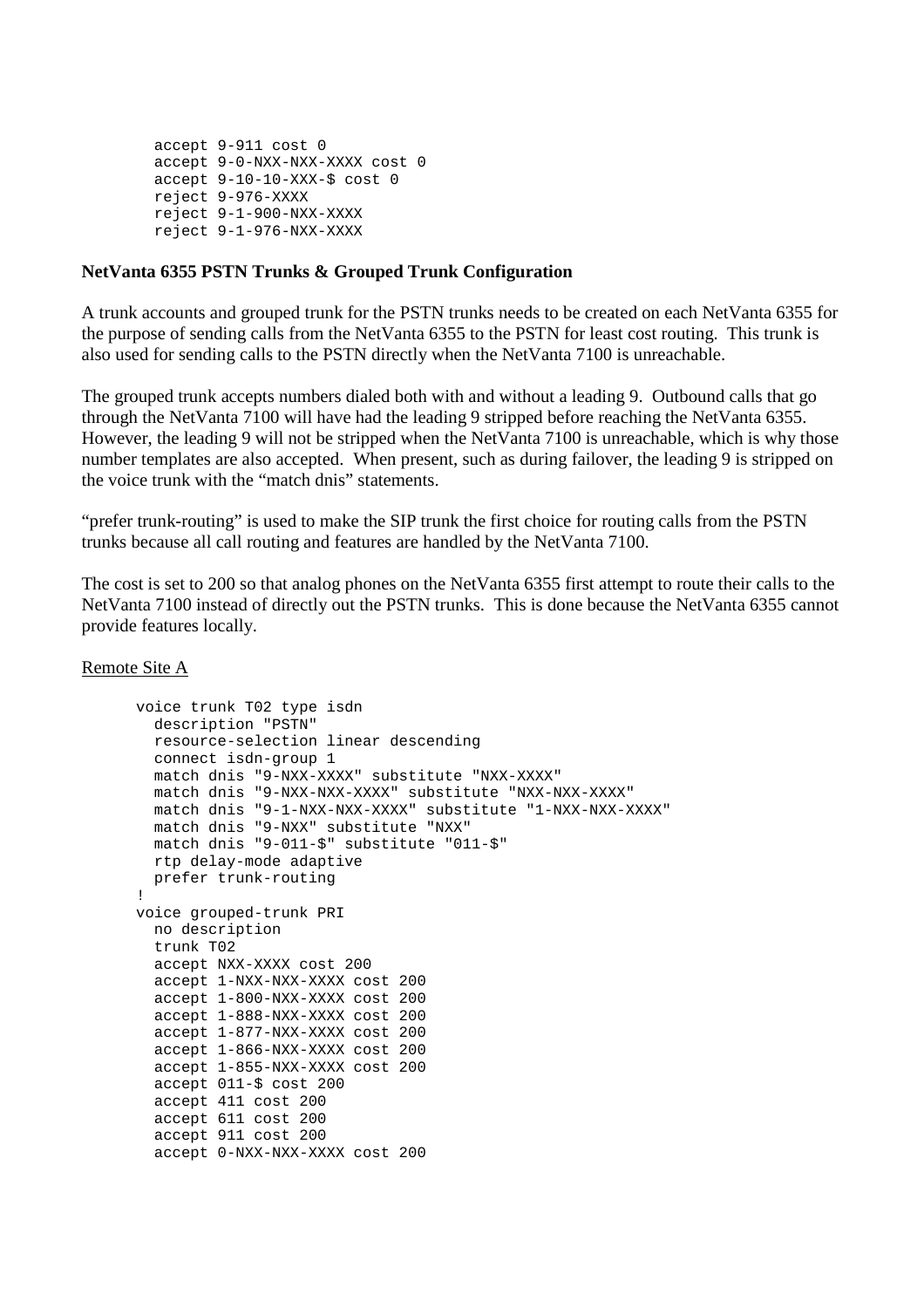```
  accept 9-911 cost 0
  accept 9-0-NXX-NXX-XXXX cost 0
  accept 9-10-10-XXX-$ cost 0
  reject 9-976-XXXX
  reject 9-1-900-NXX-XXXX
  reject 9-1-976-NXX-XXXX
```

**NetVanta 6355 PSTN Trunks & Grouped Trunk Configuration**

A trunk accounts and grouped trunk for the PSTN trunks needs to be created on each NetVanta 6355 for the purpose of sending calls from the NetVanta 6355 to the PSTN for least cost routing. This trunk is also used for sending calls to the PSTN directly when the NetVanta 7100 is unreachable.

The grouped trunk accepts numbers dialed both with and without a leading 9. Outbound calls that go through the NetVanta 7100 will have had the leading 9 stripped before reaching the NetVanta 6355. However, the leading 9 will not be stripped when the NetVanta 7100 is unreachable, which is why those number templates are also accepted. When present, such as during failover, the leading 9 is stripped on the voice trunk with the "match dnis" statements.

"prefer trunk-routing" is used to make the SIP trunk the first choice for routing calls from the PSTN trunks because all call routing and features are handled by the NetVanta 7100.

The cost is set to 200 so that analog phones on the NetVanta 6355 first attempt to route their calls to the NetVanta 7100 instead of directly out the PSTN trunks. This is done because the NetVanta 6355 cannot provide features locally.

Remote Site A

```
voice trunk T02 type isdn
  description "PSTN"
  resource-selection linear descending
  connect isdn-group 1
  match dnis "9-NXX-XXXX" substitute "NXX-XXXX"
  match dnis "9-NXX-NXX-XXXX" substitute "NXX-NXX-XXXX"
  match dnis "9-1-NXX-NXX-XXXX" substitute "1-NXX-NXX-XXXX"
  match dnis "9-NXX" substitute "NXX"
  match dnis "9-011-$" substitute "011-$"
  rtp delay-mode adaptive
  prefer trunk-routing
!
voice grouped-trunk PRI
  no description
  trunk T02
  accept NXX-XXXX cost 200
  accept 1-NXX-NXX-XXXX cost 200
  accept 1-800-NXX-XXXX cost 200
  accept 1-888-NXX-XXXX cost 200
  accept 1-877-NXX-XXXX cost 200
  accept 1-866-NXX-XXXX cost 200
  accept 1-855-NXX-XXXX cost 200
  accept 011-$ cost 200
  accept 411 cost 200
  accept 611 cost 200
  accept 911 cost 200
  accept 0-NXX-NXX-XXXX cost 200
```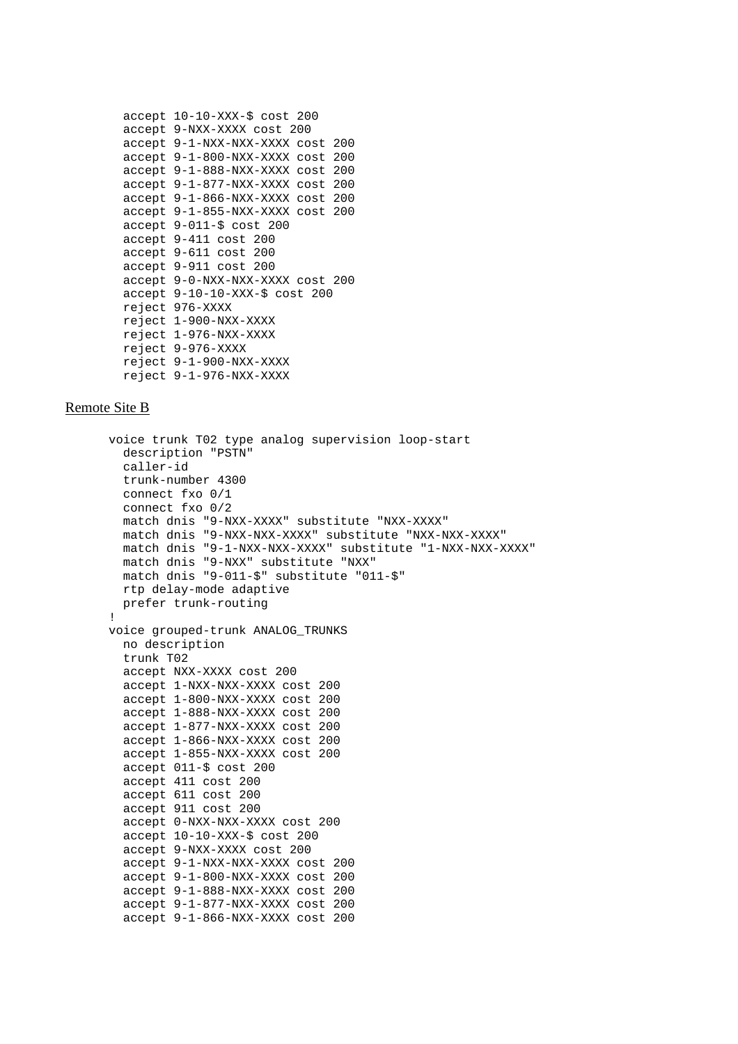```
  accept 10-10-XXX-$ cost 200
  accept 9-NXX-XXXX cost 200
  accept 9-1-NXX-NXX-XXXX cost 200
  accept 9-1-800-NXX-XXXX cost 200
  accept 9-1-888-NXX-XXXX cost 200
  accept 9-1-877-NXX-XXXX cost 200
  accept 9-1-866-NXX-XXXX cost 200
  accept 9-1-855-NXX-XXXX cost 200
  accept 9-011-$ cost 200
  accept 9-411 cost 200
  accept 9-611 cost 200
  accept 9-911 cost 200
  accept 9-0-NXX-NXX-XXXX cost 200
  accept 9-10-10-XXX-$ cost 200
  reject 976-XXXX
  reject 1-900-NXX-XXXX
  reject 1-976-NXX-XXXX
  reject 9-976-XXXX
  reject 9-1-900-NXX-XXXX
  reject 9-1-976-NXX-XXXX
```

Remote Site B

```
voice trunk T02 type analog supervision loop-start
  description "PSTN"
  caller-id
  trunk-number 4300
  connect fxo 0/1
  connect fxo 0/2
  match dnis "9-NXX-XXXX" substitute "NXX-XXXX"
  match dnis "9-NXX-NXX-XXXX" substitute "NXX-NXX-XXXX"
  match dnis "9-1-NXX-NXX-XXXX" substitute "1-NXX-NXX-XXXX"
  match dnis "9-NXX" substitute "NXX"
  match dnis "9-011-$" substitute "011-$"
  rtp delay-mode adaptive
  prefer trunk-routing
!
voice grouped-trunk ANALOG_TRUNKS
  no description
  trunk T02
  accept NXX-XXXX cost 200
  accept 1-NXX-NXX-XXXX cost 200
  accept 1-800-NXX-XXXX cost 200
  accept 1-888-NXX-XXXX cost 200
  accept 1-877-NXX-XXXX cost 200
  accept 1-866-NXX-XXXX cost 200
  accept 1-855-NXX-XXXX cost 200
  accept 011-$ cost 200
  accept 411 cost 200
  accept 611 cost 200
  accept 911 cost 200
  accept 0-NXX-NXX-XXXX cost 200
  accept 10-10-XXX-$ cost 200
  accept 9-NXX-XXXX cost 200
  accept 9-1-NXX-NXX-XXXX cost 200
  accept 9-1-800-NXX-XXXX cost 200
  accept 9-1-888-NXX-XXXX cost 200
  accept 9-1-877-NXX-XXXX cost 200
  accept 9-1-866-NXX-XXXX cost 200
```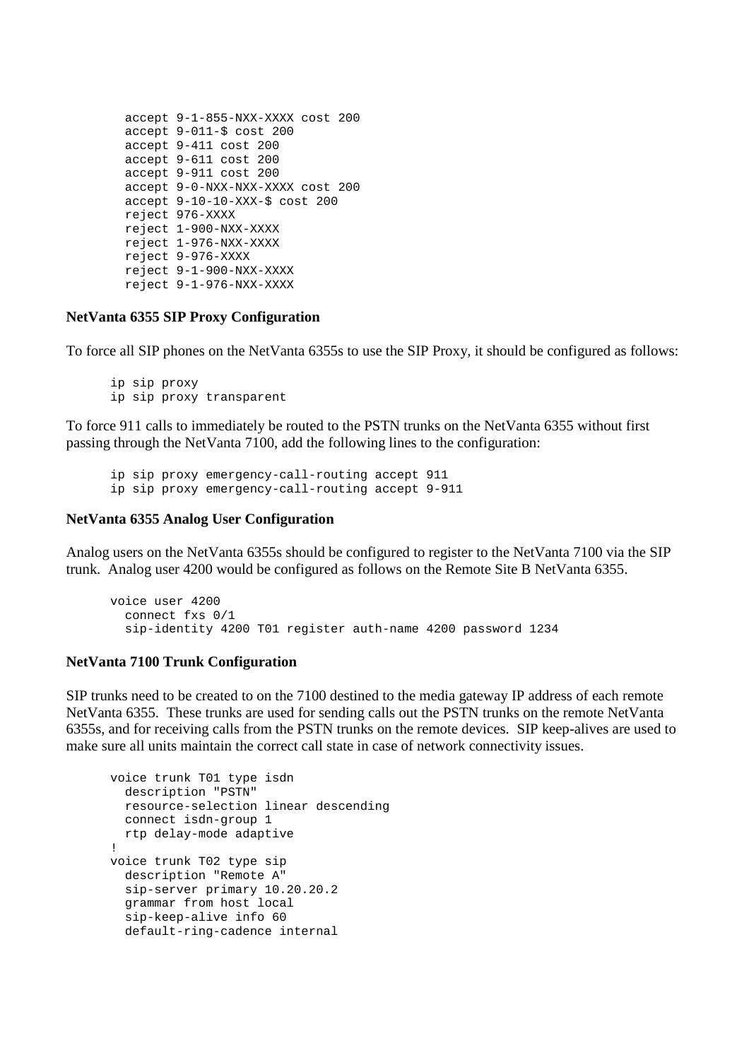```
  accept 9-1-855-NXX-XXXX cost 200
  accept 9-011-$ cost 200
  accept 9-411 cost 200
  accept 9-611 cost 200
  accept 9-911 cost 200
  accept 9-0-NXX-NXX-XXXX cost 200
  accept 9-10-10-XXX-$ cost 200
  reject 976-XXXX
  reject 1-900-NXX-XXXX
  reject 1-976-NXX-XXXX
  reject 9-976-XXXX
  reject 9-1-900-NXX-XXXX
  reject 9-1-976-NXX-XXXX
```

**NetVanta 6355 SIP Proxy Configuration**

To force all SIP phones on the NetVanta 6355s to use the SIP Proxy, it should be configured as follows:

```
ip sip proxy
ip sip proxy transparent
```

To force 911 calls to immediately be routed to the PSTN trunks on the NetVanta 6355 without first passing through the NetVanta 7100, add the following lines to the configuration:

```
ip sip proxy emergency-call-routing accept 911
ip sip proxy emergency-call-routing accept 9-911
```

**NetVanta 6355 Analog User Configuration**

Analog users on the NetVanta 6355s should be configured to register to the NetVanta 7100 via the SIP trunk. Analog user 4200 would be configured as follows on the Remote Site B NetVanta 6355.

```
voice user 4200
  connect fxs 0/1
  sip-identity 4200 T01 register auth-name 4200 password 1234
```

**NetVanta 7100 Trunk Configuration**

SIP trunks need to be created to on the 7100 destined to the media gateway IP address of each remote NetVanta 6355. These trunks are used for sending calls out the PSTN trunks on the remote NetVanta 6355s, and for receiving calls from the PSTN trunks on the remote devices. SIP keep-alives are used to make sure all units maintain the correct call state in case of network connectivity issues.

```
voice trunk T01 type isdn
  description "PSTN"
  resource-selection linear descending
  connect isdn-group 1
  rtp delay-mode adaptive
!
voice trunk T02 type sip
  description "Remote A"
  sip-server primary 10.20.20.2
  grammar from host local
  sip-keep-alive info 60
  default-ring-cadence internal
```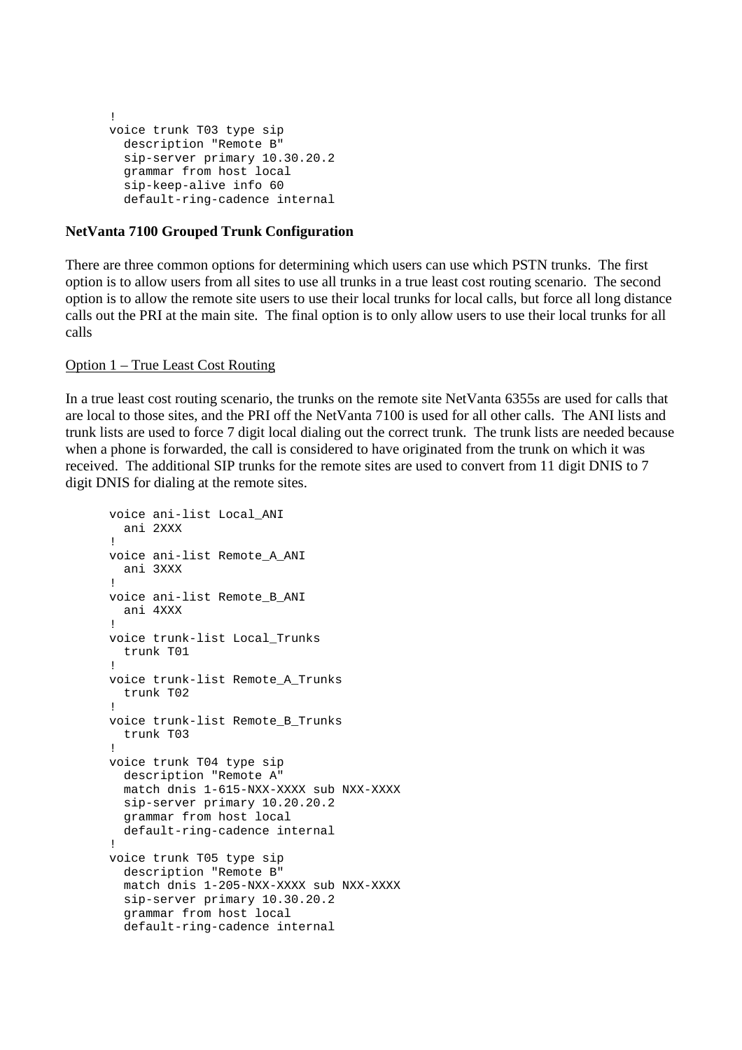```
!
voice trunk T03 type sip
  description "Remote B"
  sip-server primary 10.30.20.2
  grammar from host local
  sip-keep-alive info 60
  default-ring-cadence internal
```

**NetVanta 7100 Grouped Trunk Configuration**

There are three common options for determining which users can use which PSTN trunks. The first option is to allow users from all sites to use all trunks in a true least cost routing scenario. The second option is to allow the remote site users to use their local trunks for local calls, but force all long distance calls out the PRI at the main site. The final option is to only allow users to use their local trunks for all calls

Option 1 – True Least Cost Routing

In a true least cost routing scenario, the trunks on the remote site NetVanta 6355s are used for calls that are local to those sites, and the PRI off the NetVanta 7100 is used for all other calls. The ANI lists and trunk lists are used to force 7 digit local dialing out the correct trunk. The trunk lists are needed because when a phone is forwarded, the call is considered to have originated from the trunk on which it was received. The additional SIP trunks for the remote sites are used to convert from 11 digit DNIS to 7 digit DNIS for dialing at the remote sites.

```
voice ani-list Local_ANI
  ani 2XXX
!
voice ani-list Remote_A_ANI
  ani 3XXX
!
voice ani-list Remote_B_ANI
  ani 4XXX
!
voice trunk-list Local_Trunks
  trunk T01
!
voice trunk-list Remote_A_Trunks
  trunk T02
!
voice trunk-list Remote_B_Trunks
  trunk T03
!
voice trunk T04 type sip
  description "Remote A"
  match dnis 1-615-NXX-XXXX sub NXX-XXXX
  sip-server primary 10.20.20.2
  grammar from host local
  default-ring-cadence internal
!
voice trunk T05 type sip
  description "Remote B"
  match dnis 1-205-NXX-XXXX sub NXX-XXXX
  sip-server primary 10.30.20.2
  grammar from host local
  default-ring-cadence internal
```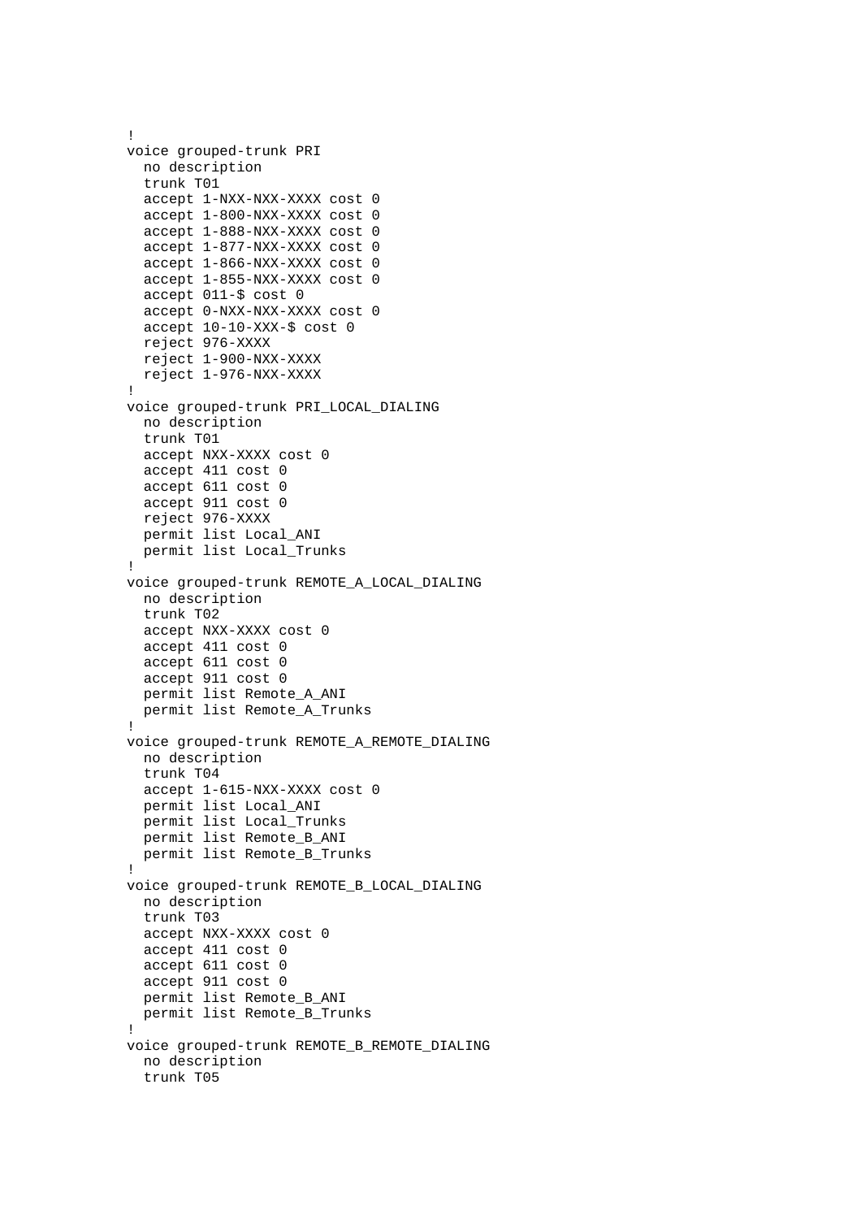```
!
voice grouped-trunk PRI
  no description
  trunk T01
  accept 1-NXX-NXX-XXXX cost 0
  accept 1-800-NXX-XXXX cost 0
  accept 1-888-NXX-XXXX cost 0
  accept 1-877-NXX-XXXX cost 0
  accept 1-866-NXX-XXXX cost 0
  accept 1-855-NXX-XXXX cost 0
  accept 011-$ cost 0
  accept 0-NXX-NXX-XXXX cost 0
  accept 10-10-XXX-$ cost 0
  reject 976-XXXX
  reject 1-900-NXX-XXXX
  reject 1-976-NXX-XXXX
!
voice grouped-trunk PRI_LOCAL_DIALING
  no description
  trunk T01
  accept NXX-XXXX cost 0
  accept 411 cost 0
  accept 611 cost 0
  accept 911 cost 0
  reject 976-XXXX
  permit list Local_ANI
  permit list Local_Trunks
!
voice grouped-trunk REMOTE_A_LOCAL_DIALING
  no description
  trunk T02
  accept NXX-XXXX cost 0
  accept 411 cost 0
  accept 611 cost 0
  accept 911 cost 0
  permit list Remote_A_ANI
  permit list Remote_A_Trunks
!
voice grouped-trunk REMOTE_A_REMOTE_DIALING
  no description
  trunk T04
  accept 1-615-NXX-XXXX cost 0
  permit list Local_ANI
  permit list Local_Trunks
  permit list Remote_B_ANI
  permit list Remote_B_Trunks
!
voice grouped-trunk REMOTE_B_LOCAL_DIALING
  no description
  trunk T03
  accept NXX-XXXX cost 0
  accept 411 cost 0
  accept 611 cost 0
  accept 911 cost 0
  permit list Remote_B_ANI
  permit list Remote_B_Trunks
!
voice grouped-trunk REMOTE_B_REMOTE_DIALING
  no description
  trunk T05
```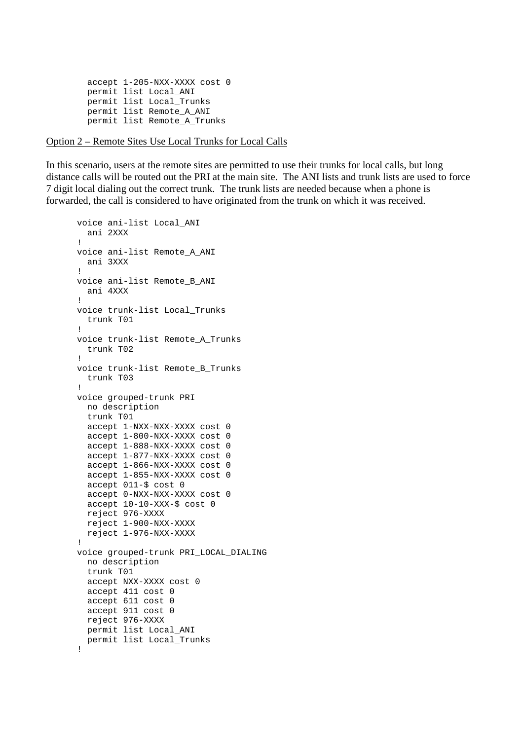```
  accept 1-205-NXX-XXXX cost 0
  permit list Local_ANI
  permit list Local_Trunks
  permit list Remote_A_ANI
  permit list Remote_A_Trunks
```

<u>Option 2 – Remote Sites Use Local Trunks for Local Calls</u>

In this scenario, users at the remote sites are permitted to use their trunks for local calls, but long distance calls will be routed out the PRI at the main site. The ANI lists and trunk lists are used to force 7 digit local dialing out the correct trunk. The trunk lists are needed because when a phone is forwarded, the call is considered to have originated from the trunk on which it was received.

```
voice ani-list Local_ANI
  ani 2XXX
!
voice ani-list Remote_A_ANI
  ani 3XXX
!
voice ani-list Remote_B_ANI
  ani 4XXX
!
voice trunk-list Local_Trunks
  trunk T01
!
voice trunk-list Remote_A_Trunks
  trunk T02
!
voice trunk-list Remote_B_Trunks
  trunk T03
!
voice grouped-trunk PRI
  no description
  trunk T01
  accept 1-NXX-NXX-XXXX cost 0
  accept 1-800-NXX-XXXX cost 0
  accept 1-888-NXX-XXXX cost 0
  accept 1-877-NXX-XXXX cost 0
  accept 1-866-NXX-XXXX cost 0
  accept 1-855-NXX-XXXX cost 0
  accept 011-$ cost 0
  accept 0-NXX-NXX-XXXX cost 0
  accept 10-10-XXX-$ cost 0
  reject 976-XXXX
  reject 1-900-NXX-XXXX
  reject 1-976-NXX-XXXX
!
voice grouped-trunk PRI_LOCAL_DIALING
  no description
  trunk T01
  accept NXX-XXXX cost 0
  accept 411 cost 0
  accept 611 cost 0
  accept 911 cost 0
  reject 976-XXXX
  permit list Local_ANI
  permit list Local_Trunks
!
```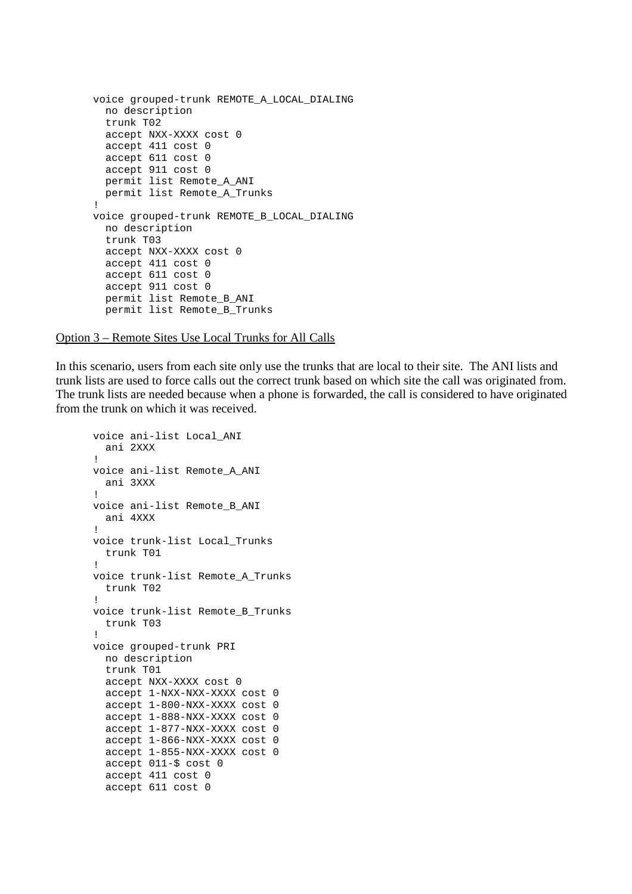```
voice grouped-trunk REMOTE_A_LOCAL_DIALING
  no description
  trunk T02
  accept NXX-XXXX cost 0
  accept 411 cost 0
  accept 611 cost 0
  accept 911 cost 0
  permit list Remote_A_ANI
  permit list Remote_A_Trunks
!
voice grouped-trunk REMOTE_B_LOCAL_DIALING
  no description
  trunk T03
  accept NXX-XXXX cost 0
  accept 411 cost 0
  accept 611 cost 0
  accept 911 cost 0
  permit list Remote_B_ANI
  permit list Remote_B_Trunks
```

Option 3 – Remote Sites Use Local Trunks for All Calls

In this scenario, users from each site only use the trunks that are local to their site. The ANI lists and trunk lists are used to force calls out the correct trunk based on which site the call was originated from. The trunk lists are needed because when a phone is forwarded, the call is considered to have originated from the trunk on which it was received.

```
voice ani-list Local_ANI
  ani 2XXX
!
voice ani-list Remote_A_ANI
  ani 3XXX
!
voice ani-list Remote_B_ANI
  ani 4XXX
!
voice trunk-list Local_Trunks
  trunk T01
!
voice trunk-list Remote_A_Trunks
  trunk T02
!
voice trunk-list Remote_B_Trunks
  trunk T03
!
voice grouped-trunk PRI
  no description
  trunk T01
  accept NXX-XXXX cost 0
  accept 1-NXX-NXX-XXXX cost 0
  accept 1-800-NXX-XXXX cost 0
  accept 1-888-NXX-XXXX cost 0
  accept 1-877-NXX-XXXX cost 0
  accept 1-866-NXX-XXXX cost 0
  accept 1-855-NXX-XXXX cost 0
  accept 011-$ cost 0
  accept 411 cost 0
  accept 611 cost 0
```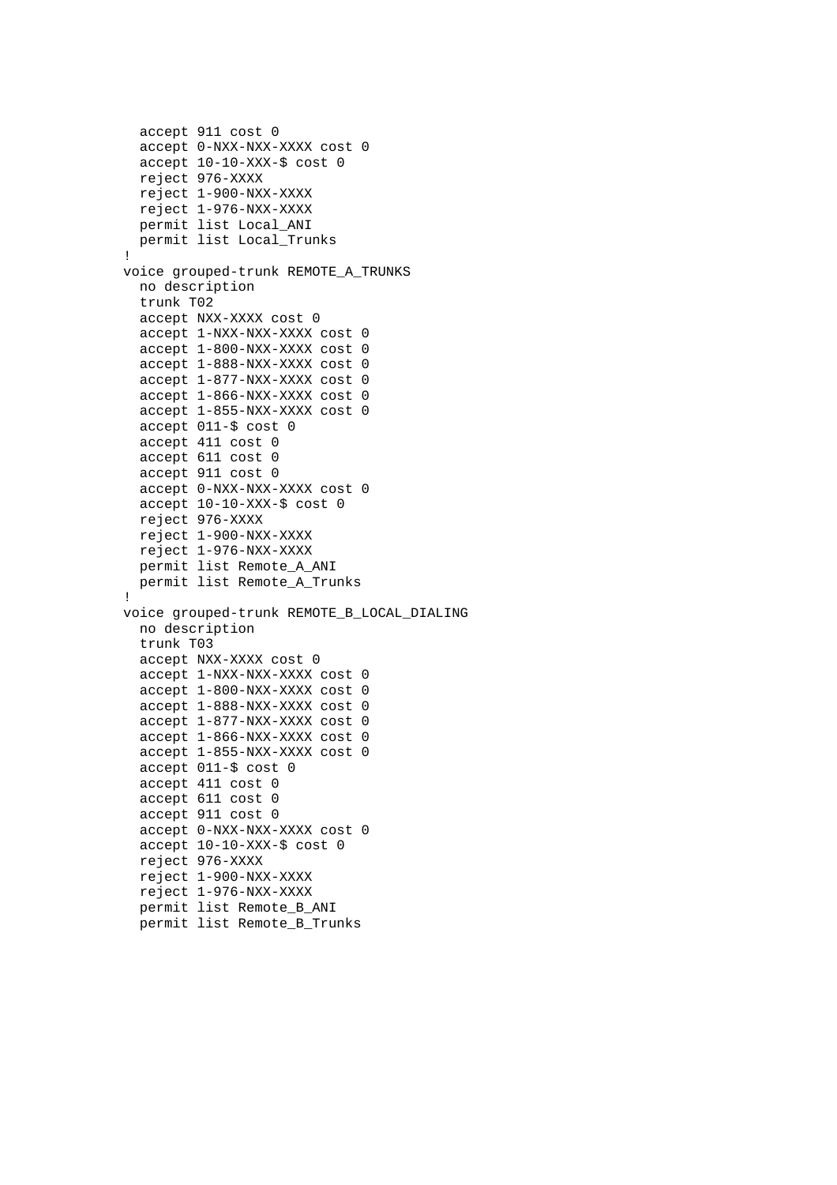```
  accept 911 cost 0
  accept 0-NXX-NXX-XXXX cost 0
  accept 10-10-XXX-$ cost 0
  reject 976-XXXX
  reject 1-900-NXX-XXXX
  reject 1-976-NXX-XXXX
  permit list Local_ANI
  permit list Local_Trunks
!
voice grouped-trunk REMOTE_A_TRUNKS
  no description
  trunk T02
  accept NXX-XXXX cost 0
  accept 1-NXX-NXX-XXXX cost 0
  accept 1-800-NXX-XXXX cost 0
  accept 1-888-NXX-XXXX cost 0
  accept 1-877-NXX-XXXX cost 0
  accept 1-866-NXX-XXXX cost 0
  accept 1-855-NXX-XXXX cost 0
  accept 011-$ cost 0
  accept 411 cost 0
  accept 611 cost 0
  accept 911 cost 0
  accept 0-NXX-NXX-XXXX cost 0
  accept 10-10-XXX-$ cost 0
  reject 976-XXXX
  reject 1-900-NXX-XXXX
  reject 1-976-NXX-XXXX
  permit list Remote_A_ANI
  permit list Remote_A_Trunks
!
voice grouped-trunk REMOTE_B_LOCAL_DIALING
  no description
  trunk T03
  accept NXX-XXXX cost 0
  accept 1-NXX-NXX-XXXX cost 0
  accept 1-800-NXX-XXXX cost 0
  accept 1-888-NXX-XXXX cost 0
  accept 1-877-NXX-XXXX cost 0
  accept 1-866-NXX-XXXX cost 0
  accept 1-855-NXX-XXXX cost 0
  accept 011-$ cost 0
  accept 411 cost 0
  accept 611 cost 0
  accept 911 cost 0
  accept 0-NXX-NXX-XXXX cost 0
  accept 10-10-XXX-$ cost 0
  reject 976-XXXX
  reject 1-900-NXX-XXXX
  reject 1-976-NXX-XXXX
  permit list Remote_B_ANI
  permit list Remote_B_Trunks
```